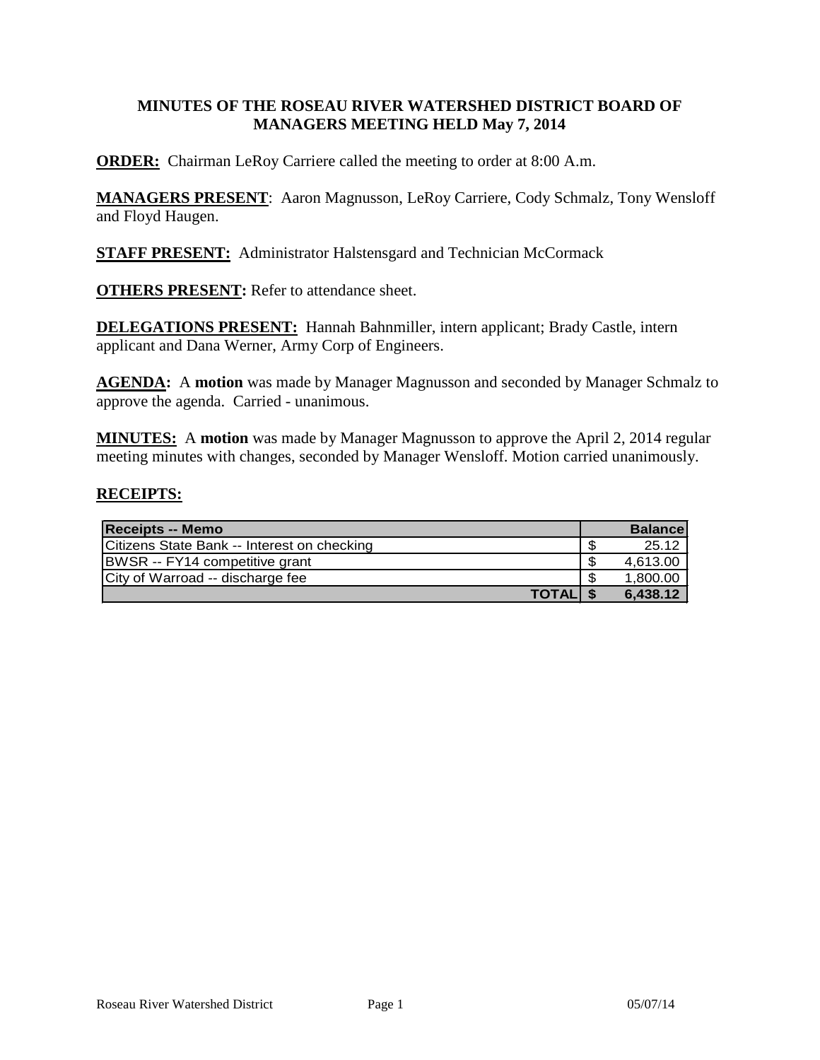## MINUTES OF THE ROSEAU RIVER WATERSHED DISTRICT BOARD OF MANAGERS MEETING HELD May 7, 2014

**ORDER:** Chairman LeRoy Carriere called the meeting to order at 8:00 A.m.

**MANAGERS PRESENT**: Aaron Magnusson, LeRoy Carriere, Cody Schmalz, Tony Wensloff and Floyd Haugen.

**STAFF PRESENT:** Administrator Halstensgard and Technician McCormack

**OTHERS PRESENT:** Refer to attendance sheet.

**DELEGATIONS PRESENT:** Hannah Bahnmiller, intern applicant; Brady Castle, intern applicant and Dana Werner, Army Corp of Engineers.

**AGENDA:** A **motion** was made by Manager Magnusson and seconded by Manager Schmalz to approve the agenda. Carried - unanimous.

**MINUTES:** A **motion** was made by Manager Magnusson to approve the April 2, 2014 regular meeting minutes with changes, seconded by Manager Wensloff. Motion carried unanimously.

**RECEIPTS:**

| Receipts -- Memo | Balance |
|---|---|
| Citizens State Bank -- Interest on checking | $ 25.12 |
| BWSR -- FY14 competitive grant | $ 4,613.00 |
| City of Warroad -- discharge fee | $ 1,800.00 |
| **TOTAL** | **$ 6,438.12** |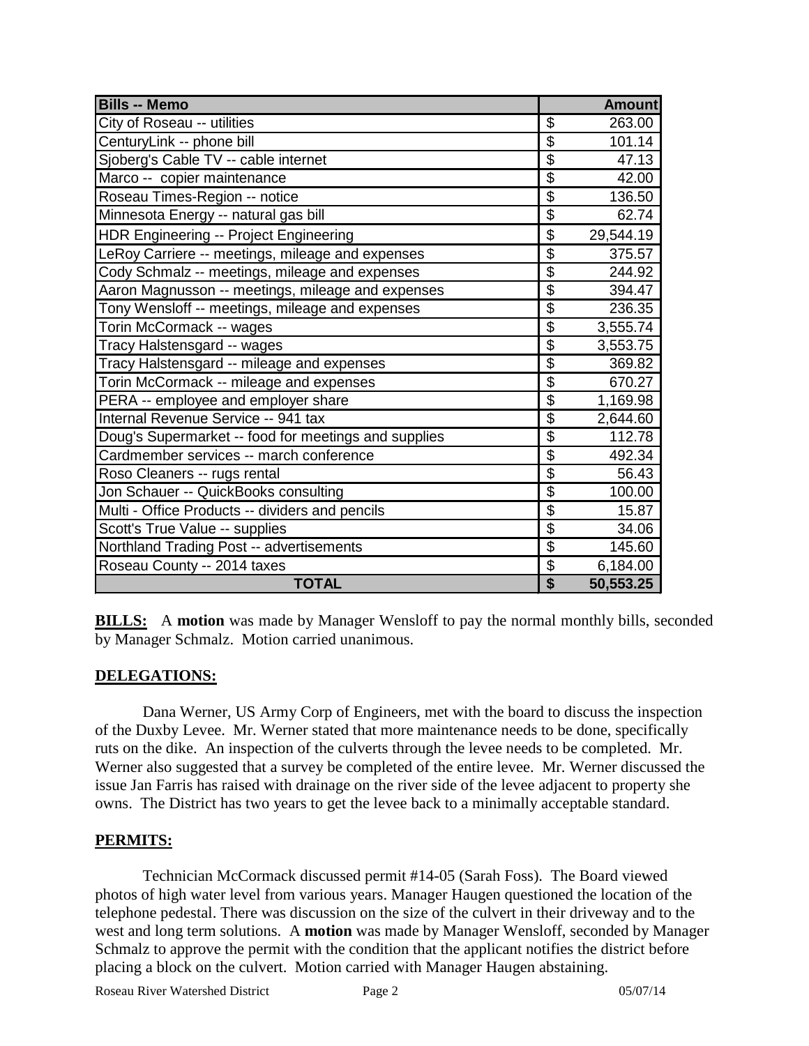| Bills -- Memo | | Amount |
|---|---|---|
| City of Roseau -- utilities | $ | 263.00 |
| CenturyLink -- phone bill | $ | 101.14 |
| Sjoberg's Cable TV -- cable internet | $ | 47.13 |
| Marco -- copier maintenance | $ | 42.00 |
| Roseau Times-Region -- notice | $ | 136.50 |
| Minnesota Energy -- natural gas bill | $ | 62.74 |
| HDR Engineering -- Project Engineering | $ | 29,544.19 |
| LeRoy Carriere -- meetings, mileage and expenses | $ | 375.57 |
| Cody Schmalz -- meetings, mileage and expenses | $ | 244.92 |
| Aaron Magnusson -- meetings, mileage and expenses | $ | 394.47 |
| Tony Wensloff -- meetings, mileage and expenses | $ | 236.35 |
| Torin McCormack -- wages | $ | 3,555.74 |
| Tracy Halstensgard -- wages | $ | 3,553.75 |
| Tracy Halstensgard -- mileage and expenses | $ | 369.82 |
| Torin McCormack -- mileage and expenses | $ | 670.27 |
| PERA -- employee and employer share | $ | 1,169.98 |
| Internal Revenue Service -- 941 tax | $ | 2,644.60 |
| Doug's Supermarket -- food for meetings and supplies | $ | 112.78 |
| Cardmember services -- march conference | $ | 492.34 |
| Roso Cleaners -- rugs rental | $ | 56.43 |
| Jon Schauer -- QuickBooks consulting | $ | 100.00 |
| Multi - Office Products -- dividers and pencils | $ | 15.87 |
| Scott's True Value -- supplies | $ | 34.06 |
| Northland Trading Post -- advertisements | $ | 145.60 |
| Roseau County -- 2014 taxes | $ | 6,184.00 |
| **TOTAL** | **$** | **50,553.25** |

**BILLS:** A **motion** was made by Manager Wensloff to pay the normal monthly bills, seconded by Manager Schmalz. Motion carried unanimous.

**DELEGATIONS:**

Dana Werner, US Army Corp of Engineers, met with the board to discuss the inspection of the Duxby Levee. Mr. Werner stated that more maintenance needs to be done, specifically ruts on the dike. An inspection of the culverts through the levee needs to be completed. Mr. Werner also suggested that a survey be completed of the entire levee. Mr. Werner discussed the issue Jan Farris has raised with drainage on the river side of the levee adjacent to property she owns. The District has two years to get the levee back to a minimally acceptable standard.

**PERMITS:**

Technician McCormack discussed permit #14-05 (Sarah Foss). The Board viewed photos of high water level from various years. Manager Haugen questioned the location of the telephone pedestal. There was discussion on the size of the culvert in their driveway and to the west and long term solutions. A **motion** was made by Manager Wensloff, seconded by Manager Schmalz to approve the permit with the condition that the applicant notifies the district before placing a block on the culvert. Motion carried with Manager Haugen abstaining.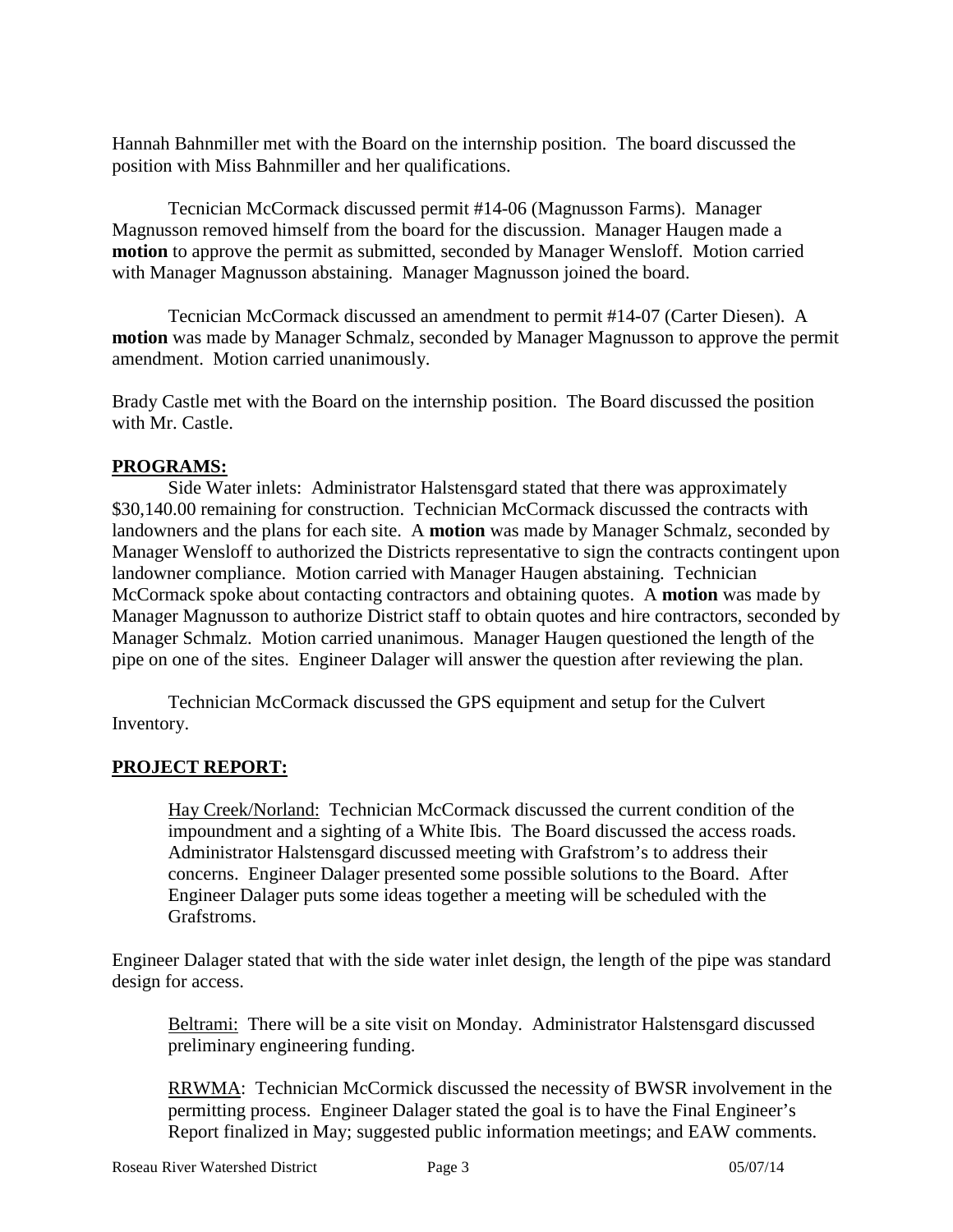Hannah Bahnmiller met with the Board on the internship position. The board discussed the position with Miss Bahnmiller and her qualifications.

Tecnician McCormack discussed permit #14-06 (Magnusson Farms). Manager Magnusson removed himself from the board for the discussion. Manager Haugen made a **motion** to approve the permit as submitted, seconded by Manager Wensloff. Motion carried with Manager Magnusson abstaining. Manager Magnusson joined the board.

Tecnician McCormack discussed an amendment to permit #14-07 (Carter Diesen). A **motion** was made by Manager Schmalz, seconded by Manager Magnusson to approve the permit amendment. Motion carried unanimously.

Brady Castle met with the Board on the internship position. The Board discussed the position with Mr. Castle.

**PROGRAMS:**

Side Water inlets: Administrator Halstensgard stated that there was approximately $30,140.00 remaining for construction. Technician McCormack discussed the contracts with landowners and the plans for each site. A **motion** was made by Manager Schmalz, seconded by Manager Wensloff to authorized the Districts representative to sign the contracts contingent upon landowner compliance. Motion carried with Manager Haugen abstaining. Technician McCormack spoke about contacting contractors and obtaining quotes. A **motion** was made by Manager Magnusson to authorize District staff to obtain quotes and hire contractors, seconded by Manager Schmalz. Motion carried unanimous. Manager Haugen questioned the length of the pipe on one of the sites. Engineer Dalager will answer the question after reviewing the plan.

Technician McCormack discussed the GPS equipment and setup for the Culvert Inventory.

**PROJECT REPORT:**

Hay Creek/Norland: Technician McCormack discussed the current condition of the impoundment and a sighting of a White Ibis. The Board discussed the access roads. Administrator Halstensgard discussed meeting with Grafstrom's to address their concerns. Engineer Dalager presented some possible solutions to the Board. After Engineer Dalager puts some ideas together a meeting will be scheduled with the Grafstroms.

Engineer Dalager stated that with the side water inlet design, the length of the pipe was standard design for access.

Beltrami: There will be a site visit on Monday. Administrator Halstensgard discussed preliminary engineering funding.

RRWMA: Technician McCormick discussed the necessity of BWSR involvement in the permitting process. Engineer Dalager stated the goal is to have the Final Engineer's Report finalized in May; suggested public information meetings; and EAW comments.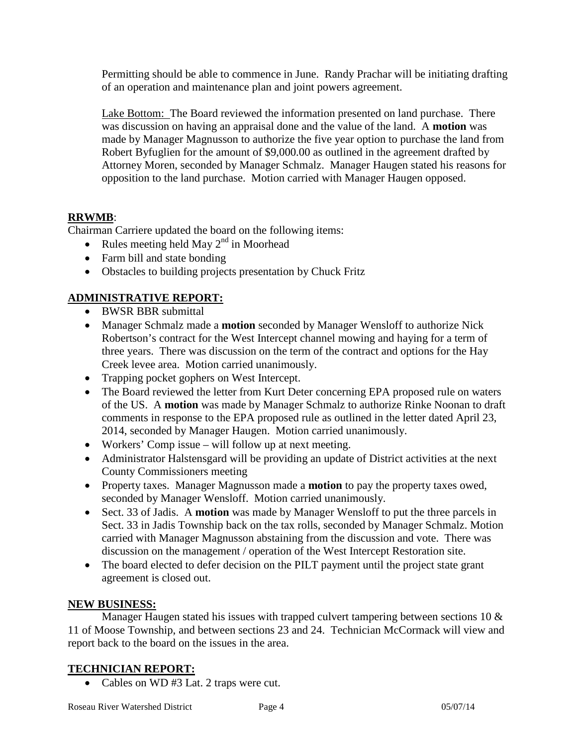Permitting should be able to commence in June. Randy Prachar will be initiating drafting of an operation and maintenance plan and joint powers agreement.

Lake Bottom: The Board reviewed the information presented on land purchase. There was discussion on having an appraisal done and the value of the land. A **motion** was made by Manager Magnusson to authorize the five year option to purchase the land from Robert Byfuglien for the amount of $9,000.00 as outlined in the agreement drafted by Attorney Moren, seconded by Manager Schmalz. Manager Haugen stated his reasons for opposition to the land purchase. Motion carried with Manager Haugen opposed.

**RRWMB**:

Chairman Carriere updated the board on the following items:

- Rules meeting held May 2nd in Moorhead
- Farm bill and state bonding
- Obstacles to building projects presentation by Chuck Fritz

**ADMINISTRATIVE REPORT:**

- BWSR BBR submittal
- Manager Schmalz made a **motion** seconded by Manager Wensloff to authorize Nick Robertson's contract for the West Intercept channel mowing and haying for a term of three years. There was discussion on the term of the contract and options for the Hay Creek levee area. Motion carried unanimously.
- Trapping pocket gophers on West Intercept.
- The Board reviewed the letter from Kurt Deter concerning EPA proposed rule on waters of the US. A **motion** was made by Manager Schmalz to authorize Rinke Noonan to draft comments in response to the EPA proposed rule as outlined in the letter dated April 23, 2014, seconded by Manager Haugen. Motion carried unanimously.
- Workers' Comp issue – will follow up at next meeting.
- Administrator Halstensgard will be providing an update of District activities at the next County Commissioners meeting
- Property taxes. Manager Magnusson made a **motion** to pay the property taxes owed, seconded by Manager Wensloff. Motion carried unanimously.
- Sect. 33 of Jadis. A **motion** was made by Manager Wensloff to put the three parcels in Sect. 33 in Jadis Township back on the tax rolls, seconded by Manager Schmalz. Motion carried with Manager Magnusson abstaining from the discussion and vote. There was discussion on the management / operation of the West Intercept Restoration site.
- The board elected to defer decision on the PILT payment until the project state grant agreement is closed out.

**NEW BUSINESS:**

Manager Haugen stated his issues with trapped culvert tampering between sections 10 & 11 of Moose Township, and between sections 23 and 24. Technician McCormack will view and report back to the board on the issues in the area.

**TECHNICIAN REPORT:**

- Cables on WD #3 Lat. 2 traps were cut.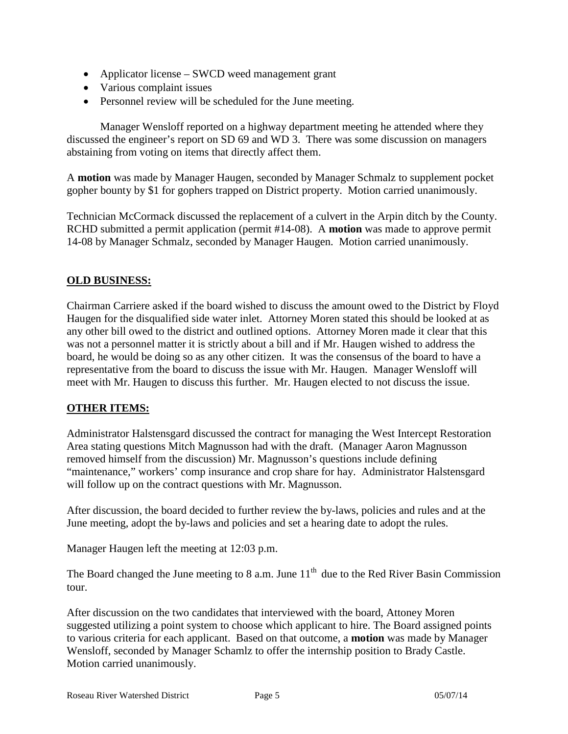- Applicator license – SWCD weed management grant
- Various complaint issues
- Personnel review will be scheduled for the June meeting.

Manager Wensloff reported on a highway department meeting he attended where they discussed the engineer's report on SD 69 and WD 3. There was some discussion on managers abstaining from voting on items that directly affect them.

A **motion** was made by Manager Haugen, seconded by Manager Schmalz to supplement pocket gopher bounty by $1 for gophers trapped on District property. Motion carried unanimously.

Technician McCormack discussed the replacement of a culvert in the Arpin ditch by the County. RCHD submitted a permit application (permit #14-08). A **motion** was made to approve permit 14-08 by Manager Schmalz, seconded by Manager Haugen. Motion carried unanimously.

## OLD BUSINESS:

Chairman Carriere asked if the board wished to discuss the amount owed to the District by Floyd Haugen for the disqualified side water inlet. Attorney Moren stated this should be looked at as any other bill owed to the district and outlined options. Attorney Moren made it clear that this was not a personnel matter it is strictly about a bill and if Mr. Haugen wished to address the board, he would be doing so as any other citizen. It was the consensus of the board to have a representative from the board to discuss the issue with Mr. Haugen. Manager Wensloff will meet with Mr. Haugen to discuss this further. Mr. Haugen elected to not discuss the issue.

## OTHER ITEMS:

Administrator Halstensgard discussed the contract for managing the West Intercept Restoration Area stating questions Mitch Magnusson had with the draft. (Manager Aaron Magnusson removed himself from the discussion) Mr. Magnusson's questions include defining "maintenance," workers' comp insurance and crop share for hay. Administrator Halstensgard will follow up on the contract questions with Mr. Magnusson.

After discussion, the board decided to further review the by-laws, policies and rules and at the June meeting, adopt the by-laws and policies and set a hearing date to adopt the rules.

Manager Haugen left the meeting at 12:03 p.m.

The Board changed the June meeting to 8 a.m. June 11th due to the Red River Basin Commission tour.

After discussion on the two candidates that interviewed with the board, Attoney Moren suggested utilizing a point system to choose which applicant to hire. The Board assigned points to various criteria for each applicant. Based on that outcome, a **motion** was made by Manager Wensloff, seconded by Manager Schamlz to offer the internship position to Brady Castle. Motion carried unanimously.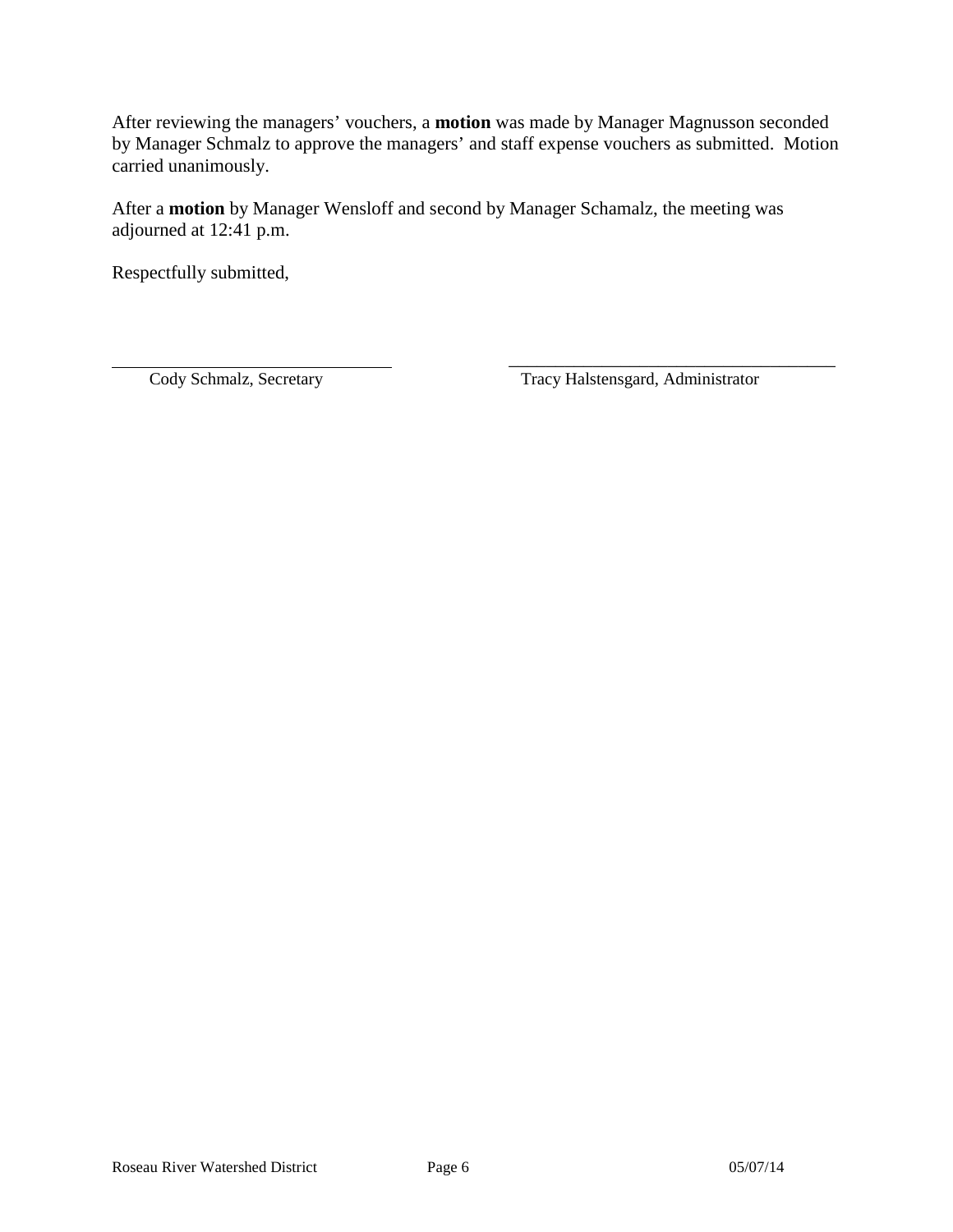After reviewing the managers' vouchers, a **motion** was made by Manager Magnusson seconded by Manager Schmalz to approve the managers' and staff expense vouchers as submitted. Motion carried unanimously.

After a **motion** by Manager Wensloff and second by Manager Schamalz, the meeting was adjourned at 12:41 p.m.

Respectfully submitted,

\_\_\_\_\_\_\_\_\_\_\_\_\_\_\_\_\_\_\_\_\_\_\_\_\_\_\_\_\_\_\_\_ \_\_\_\_\_\_\_\_\_\_\_\_\_\_\_\_\_\_\_\_\_\_\_\_\_\_\_\_\_\_\_\_\_\_\_\_\_\_

Cody Schmalz, Secretary Tracy Halstensgard, Administrator